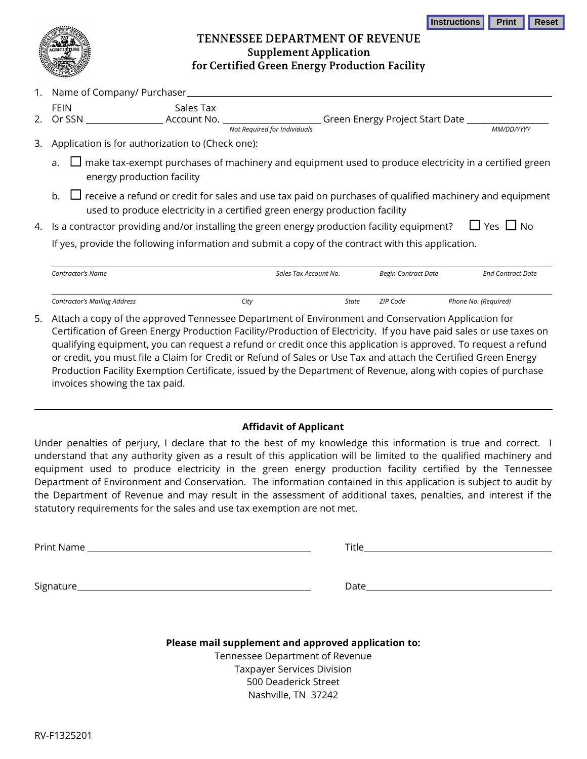Instructions | Print | Reset

# TENNESSEE DEPARTMENT OF REVENUE
## Supplement Application for Certified Green Energy Production Facility

1. Name of Company/ Purchaser ____________________________________________

2. FEIN Or SSN ________________ Sales Tax Account No. ____________________ Green Energy Project Start Date __________________
   *Not Required for Individuals* *MM/DD/YYYY*

3. Application is for authorization to (Check one):

   a. ☐ make tax-exempt purchases of machinery and equipment used to produce electricity in a certified green energy production facility

   b. ☐ receive a refund or credit for sales and use tax paid on purchases of qualified machinery and equipment used to produce electricity in a certified green energy production facility

4. Is a contractor providing and/or installing the green energy production facility equipment? ☐ Yes ☐ No

   If yes, provide the following information and submit a copy of the contract with this application.

| *Contractor's Name* | | *Sales Tax Account No.* | *Begin Contract Date* | *End Contract Date* |
|---|---|---|---|---|
| | | | | |
| *Contractor's Mailing Address* | *City* | *State* | *ZIP Code* | *Phone No. (Required)* |
| | | | | |

5. Attach a copy of the approved Tennessee Department of Environment and Conservation Application for Certification of Green Energy Production Facility/Production of Electricity. If you have paid sales or use taxes on qualifying equipment, you can request a refund or credit once this application is approved. To request a refund or credit, you must file a Claim for Credit or Refund of Sales or Use Tax and attach the Certified Green Energy Production Facility Exemption Certificate, issued by the Department of Revenue, along with copies of purchase invoices showing the tax paid.

---

**Affidavit of Applicant**

Under penalties of perjury, I declare that to the best of my knowledge this information is true and correct. I understand that any authority given as a result of this application will be limited to the qualified machinery and equipment used to produce electricity in the green energy production facility certified by the Tennessee Department of Environment and Conservation. The information contained in this application is subject to audit by the Department of Revenue and may result in the assessment of additional taxes, penalties, and interest if the statutory requirements for the sales and use tax exemption are not met.

Print Name ______________________________ Title ______________________________

Signature ______________________________ Date ______________________________

**Please mail supplement and approved application to:**

Tennessee Department of Revenue
Taxpayer Services Division
500 Deaderick Street
Nashville, TN 37242

RV-F1325201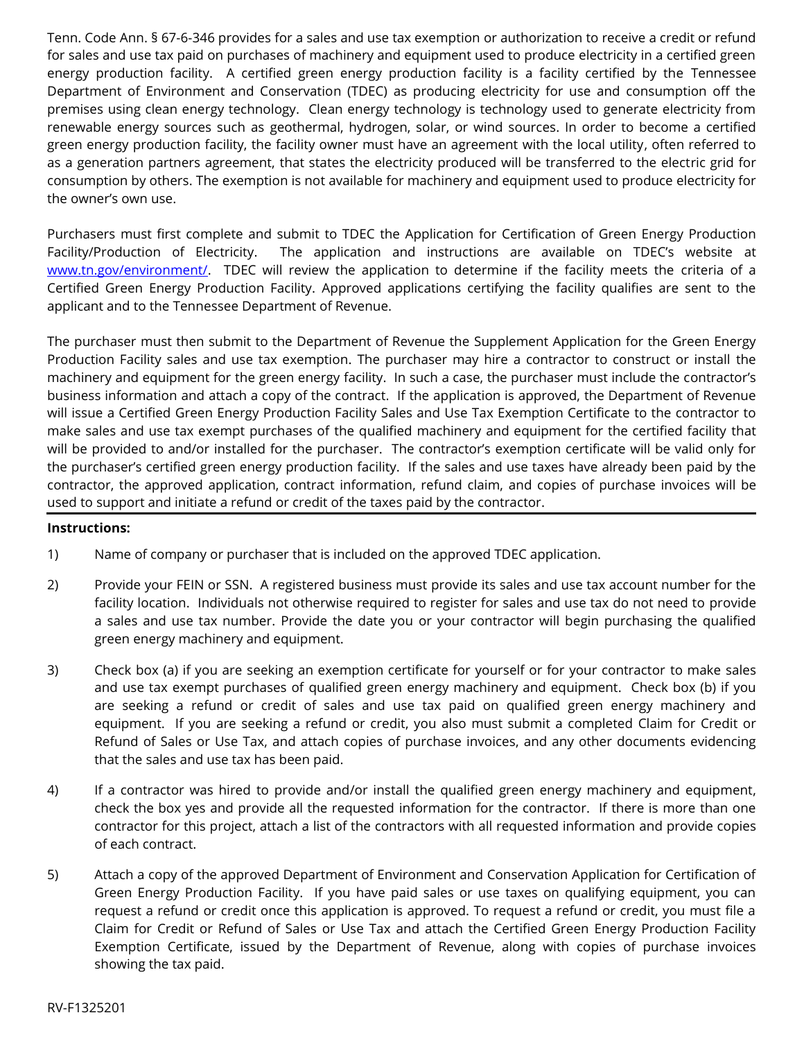Tenn. Code Ann. § 67-6-346 provides for a sales and use tax exemption or authorization to receive a credit or refund for sales and use tax paid on purchases of machinery and equipment used to produce electricity in a certified green energy production facility. A certified green energy production facility is a facility certified by the Tennessee Department of Environment and Conservation (TDEC) as producing electricity for use and consumption off the premises using clean energy technology. Clean energy technology is technology used to generate electricity from renewable energy sources such as geothermal, hydrogen, solar, or wind sources. In order to become a certified green energy production facility, the facility owner must have an agreement with the local utility, often referred to as a generation partners agreement, that states the electricity produced will be transferred to the electric grid for consumption by others. The exemption is not available for machinery and equipment used to produce electricity for the owner's own use.

Purchasers must first complete and submit to TDEC the Application for Certification of Green Energy Production Facility/Production of Electricity. The application and instructions are available on TDEC's website at www.tn.gov/environment/. TDEC will review the application to determine if the facility meets the criteria of a Certified Green Energy Production Facility. Approved applications certifying the facility qualifies are sent to the applicant and to the Tennessee Department of Revenue.

The purchaser must then submit to the Department of Revenue the Supplement Application for the Green Energy Production Facility sales and use tax exemption. The purchaser may hire a contractor to construct or install the machinery and equipment for the green energy facility. In such a case, the purchaser must include the contractor's business information and attach a copy of the contract. If the application is approved, the Department of Revenue will issue a Certified Green Energy Production Facility Sales and Use Tax Exemption Certificate to the contractor to make sales and use tax exempt purchases of the qualified machinery and equipment for the certified facility that will be provided to and/or installed for the purchaser. The contractor's exemption certificate will be valid only for the purchaser's certified green energy production facility. If the sales and use taxes have already been paid by the contractor, the approved application, contract information, refund claim, and copies of purchase invoices will be used to support and initiate a refund or credit of the taxes paid by the contractor.

**Instructions:**

1) Name of company or purchaser that is included on the approved TDEC application.

2) Provide your FEIN or SSN. A registered business must provide its sales and use tax account number for the facility location. Individuals not otherwise required to register for sales and use tax do not need to provide a sales and use tax number. Provide the date you or your contractor will begin purchasing the qualified green energy machinery and equipment.

3) Check box (a) if you are seeking an exemption certificate for yourself or for your contractor to make sales and use tax exempt purchases of qualified green energy machinery and equipment. Check box (b) if you are seeking a refund or credit of sales and use tax paid on qualified green energy machinery and equipment. If you are seeking a refund or credit, you also must submit a completed Claim for Credit or Refund of Sales or Use Tax, and attach copies of purchase invoices, and any other documents evidencing that the sales and use tax has been paid.

4) If a contractor was hired to provide and/or install the qualified green energy machinery and equipment, check the box yes and provide all the requested information for the contractor. If there is more than one contractor for this project, attach a list of the contractors with all requested information and provide copies of each contract.

5) Attach a copy of the approved Department of Environment and Conservation Application for Certification of Green Energy Production Facility. If you have paid sales or use taxes on qualifying equipment, you can request a refund or credit once this application is approved. To request a refund or credit, you must file a Claim for Credit or Refund of Sales or Use Tax and attach the Certified Green Energy Production Facility Exemption Certificate, issued by the Department of Revenue, along with copies of purchase invoices showing the tax paid.

RV-F1325201